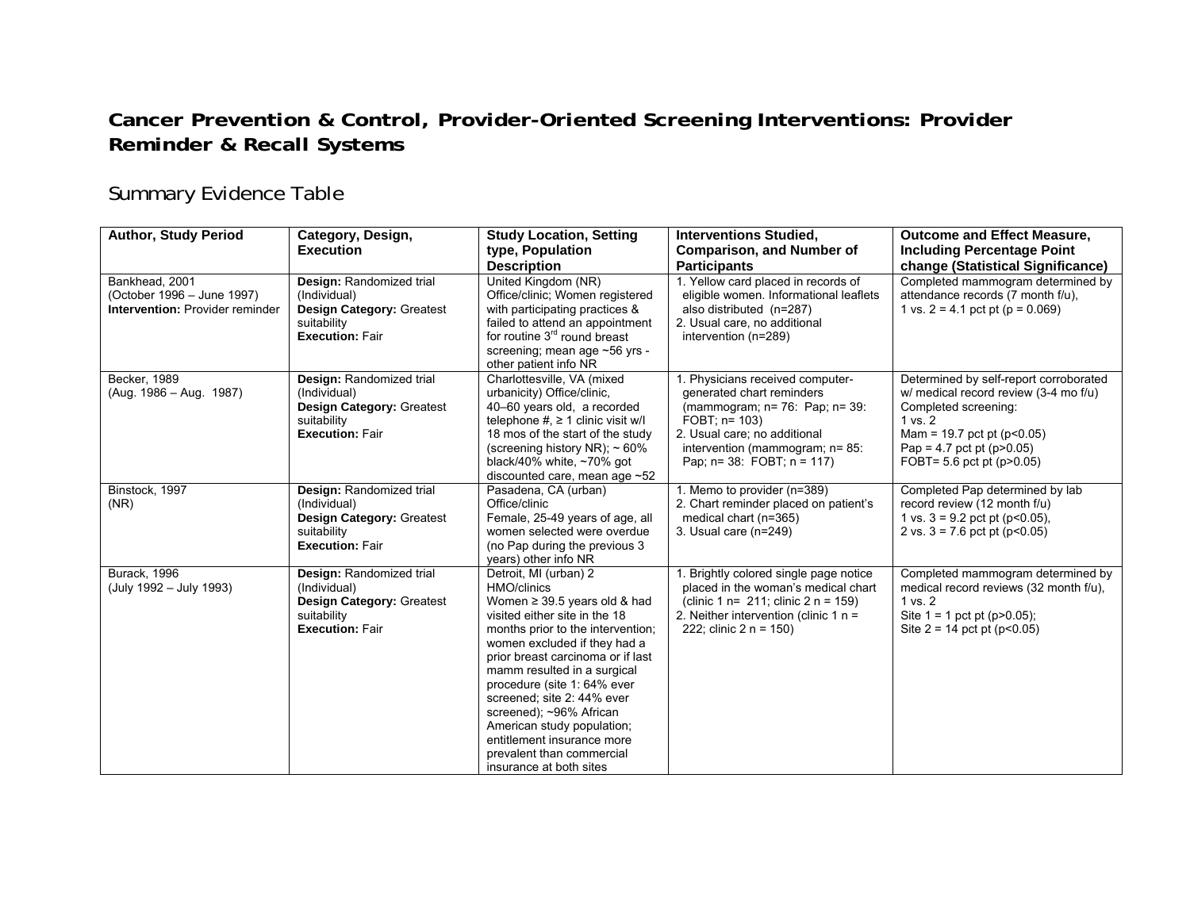# Cancer Prevention & Control, Provider-Oriented Screening Interventions: Provider Reminder & Recall Systems

## Summary Evidence Table

| Author, Study Period | Category, Design, Execution | Study Location, Setting type, Population Description | Interventions Studied, Comparison, and Number of Participants | Outcome and Effect Measure, Including Percentage Point change (Statistical Significance) |
|---|---|---|---|---|
| Bankhead, 2001 (October 1996 – June 1997) **Intervention:** Provider reminder | **Design:** Randomized trial (Individual) **Design Category:** Greatest suitability **Execution:** Fair | United Kingdom (NR) Office/clinic; Women registered with participating practices & failed to attend an appointment for routine 3rd round breast screening; mean age ~56 yrs - other patient info NR | 1. Yellow card placed in records of eligible women. Informational leaflets also distributed (n=287) 2. Usual care, no additional intervention (n=289) | Completed mammogram determined by attendance records (7 month f/u), 1 vs. 2 = 4.1 pct pt ($p = 0.069$) |
| Becker, 1989 (Aug. 1986 – Aug. 1987) | **Design:** Randomized trial (Individual) **Design Category:** Greatest suitability **Execution:** Fair | Charlottesville, VA (mixed urbanicity) Office/clinic, 40–60 years old, a recorded telephone #, ≥ 1 clinic visit w/I 18 mos of the start of the study (screening history NR); ~ 60% black/40% white, ~70% got discounted care, mean age ~52 | 1. Physicians received computer-generated chart reminders (mammogram; n= 76: Pap; n= 39: FOBT; n= 103) 2. Usual care; no additional intervention (mammogram; n= 85: Pap; n= 38: FOBT; n = 117) | Determined by self-report corroborated w/ medical record review (3-4 mo f/u) Completed screening: 1 vs. 2 Mam = 19.7 pct pt ($p<0.05$) Pap = 4.7 pct pt ($p>0.05$) FOBT= 5.6 pct pt ($p>0.05$) |
| Binstock, 1997 (NR) | **Design:** Randomized trial (Individual) **Design Category:** Greatest suitability **Execution:** Fair | Pasadena, CA (urban) Office/clinic Female, 25-49 years of age, all women selected were overdue (no Pap during the previous 3 years) other info NR | 1. Memo to provider (n=389) 2. Chart reminder placed on patient's medical chart (n=365) 3. Usual care (n=249) | Completed Pap determined by lab record review (12 month f/u) 1 vs. 3 = 9.2 pct pt ($p<0.05$), 2 vs. 3 = 7.6 pct pt ($p<0.05$) |
| Burack, 1996 (July 1992 – July 1993) | **Design:** Randomized trial (Individual) **Design Category:** Greatest suitability **Execution:** Fair | Detroit, MI (urban) 2 HMO/clinics Women ≥ 39.5 years old & had visited either site in the 18 months prior to the intervention; women excluded if they had a prior breast carcinoma or if last mamm resulted in a surgical procedure (site 1: 64% ever screened; site 2: 44% ever screened); ~96% African American study population; entitlement insurance more prevalent than commercial insurance at both sites | 1. Brightly colored single page notice placed in the woman's medical chart (clinic 1 n= 211; clinic 2 n = 159) 2. Neither intervention (clinic 1 n = 222; clinic 2 n = 150) | Completed mammogram determined by medical record reviews (32 month f/u), 1 vs. 2 Site 1 = 1 pct pt ($p>0.05$); Site 2 = 14 pct pt ($p<0.05$) |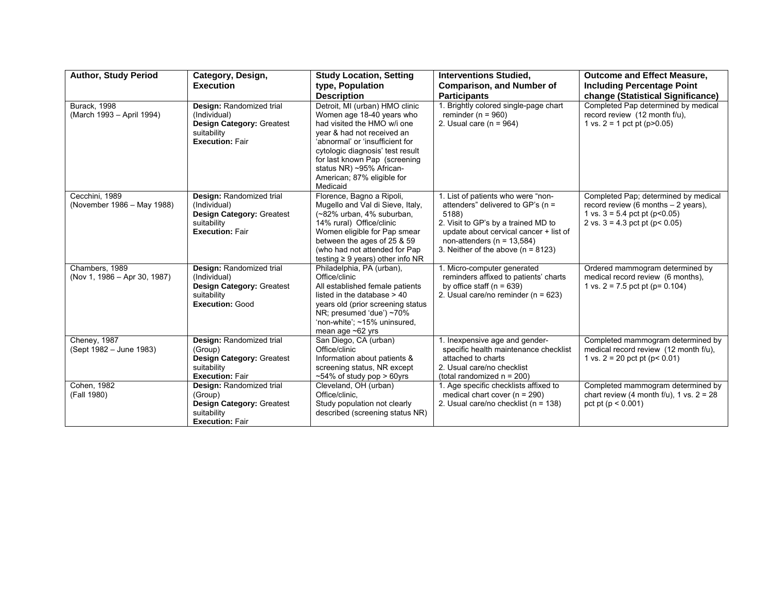| Author, Study Period | Category, Design, Execution | Study Location, Setting type, Population Description | Interventions Studied, Comparison, and Number of Participants | Outcome and Effect Measure, Including Percentage Point change (Statistical Significance) |
|---|---|---|---|---|
| Burack, 1998 (March 1993 – April 1994) | **Design:** Randomized trial (Individual) **Design Category:** Greatest suitability **Execution:** Fair | Detroit, MI (urban) HMO clinic Women age 18-40 years who had visited the HMO w/i one year & had not received an 'abnormal' or 'insufficient for cytologic diagnosis' test result for last known Pap (screening status NR) ~95% African-American; 87% eligible for Medicaid | 1. Brightly colored single-page chart reminder (n = 960)<br>2. Usual care (n = 964) | Completed Pap determined by medical record review (12 month f/u),<br>1 vs. 2 = 1 pct pt ($p>0.05$) |
| Cecchini, 1989 (November 1986 – May 1988) | **Design:** Randomized trial (Individual) **Design Category:** Greatest suitability **Execution:** Fair | Florence, Bagno a Ripoli, Mugello and Val di Sieve, Italy, (~82% urban, 4% suburban, 14% rural) Office/clinic Women eligible for Pap smear between the ages of 25 & 59 (who had not attended for Pap testing ≥ 9 years) other info NR | 1. List of patients who were "non-attenders" delivered to GP's (n = 5188)<br>2. Visit to GP's by a trained MD to update about cervical cancer + list of non-attenders (n = 13,584)<br>3. Neither of the above (n = 8123) | Completed Pap; determined by medical record review (6 months – 2 years),<br>1 vs. 3 = 5.4 pct pt ($p<0.05$)<br>2 vs. 3 = 4.3 pct pt ($p< 0.05$) |
| Chambers, 1989 (Nov 1, 1986 – Apr 30, 1987) | **Design:** Randomized trial (Individual) **Design Category:** Greatest suitability **Execution:** Good | Philadelphia, PA (urban), Office/clinic All established female patients listed in the database > 40 years old (prior screening status NR; presumed 'due') ~70% 'non-white'; ~15% uninsured, mean age ~62 yrs | 1. Micro-computer generated reminders affixed to patients' charts by office staff (n = 639)<br>2. Usual care/no reminder (n = 623) | Ordered mammogram determined by medical record review (6 months),<br>1 vs. 2 = 7.5 pct pt ($p= 0.104$) |
| Cheney, 1987 (Sept 1982 – June 1983) | **Design:** Randomized trial (Group) **Design Category:** Greatest suitability **Execution:** Fair | San Diego, CA (urban) Office/clinic Information about patients & screening status, NR except ~54% of study pop > 60yrs | 1. Inexpensive age and gender-specific health maintenance checklist attached to charts<br>2. Usual care/no checklist<br>(total randomized n = 200) | Completed mammogram determined by medical record review (12 month f/u),<br>1 vs. 2 = 20 pct pt ($p< 0.01$) |
| Cohen, 1982 (Fall 1980) | **Design:** Randomized trial (Group) **Design Category:** Greatest suitability **Execution:** Fair | Cleveland, OH (urban) Office/clinic, Study population not clearly described (screening status NR) | 1. Age specific checklists affixed to medical chart cover (n = 290)<br>2. Usual care/no checklist (n = 138) | Completed mammogram determined by chart review (4 month f/u), 1 vs. 2 = 28 pct pt ($p < 0.001$) |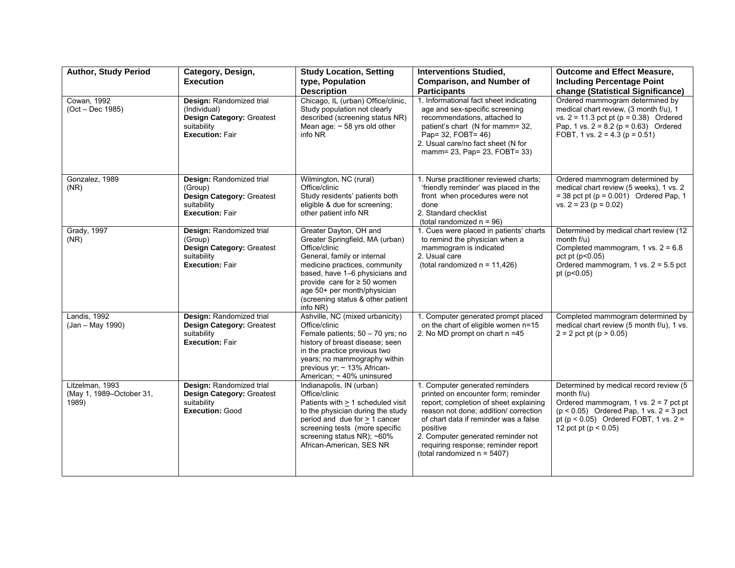| Author, Study Period | Category, Design, Execution | Study Location, Setting type, Population Description | Interventions Studied, Comparison, and Number of Participants | Outcome and Effect Measure, Including Percentage Point change (Statistical Significance) |
|---|---|---|---|---|
| Cowan, 1992 (Oct – Dec 1985) | **Design:** Randomized trial (Individual) **Design Category:** Greatest suitability **Execution:** Fair | Chicago, IL (urban) Office/clinic, Study population not clearly described (screening status NR) Mean age: ~ 58 yrs old other info NR | 1. Informational fact sheet indicating age and sex-specific screening recommendations, attached to patient's chart (N for mamm= 32, Pap= 32, FOBT= 46) 2. Usual care/no fact sheet (N for mamm= 23, Pap= 23, FOBT= 33) | Ordered mammogram determined by medical chart review, (3 month f/u), 1 vs. 2 = 11.3 pct pt ($p = 0.38$) Ordered Pap, 1 vs. 2 = 8.2 ($p = 0.63$) Ordered FOBT, 1 vs. 2 = 4.3 ($p = 0.51$) |
| Gonzalez, 1989 (NR) | **Design:** Randomized trial (Group) **Design Category:** Greatest suitability **Execution:** Fair | Wilmington, NC (rural) Office/clinic Study residents' patients both eligible & due for screening; other patient info NR | 1. Nurse practitioner reviewed charts; 'friendly reminder' was placed in the front when procedures were not done 2. Standard checklist (total randomized n = 96) | Ordered mammogram determined by medical chart review (5 weeks), 1 vs. 2 = 38 pct pt ($p = 0.001$) Ordered Pap, 1 vs. 2 = 23 ($p = 0.02$) |
| Grady, 1997 (NR) | **Design:** Randomized trial (Group) **Design Category:** Greatest suitability **Execution:** Fair | Greater Dayton, OH and Greater Springfield, MA (urban) Office/clinic General, family or internal medicine practices, community based, have 1–6 physicians and provide care for ≥ 50 women age 50+ per month/physician (screening status & other patient info NR) | 1. Cues were placed in patients' charts to remind the physician when a mammogram is indicated 2. Usual care (total randomized n = 11,426) | Determined by medical chart review (12 month f/u) Completed mammogram, 1 vs. 2 = 6.8 pct pt ($p<0.05$) Ordered mammogram, 1 vs. 2 = 5.5 pct pt ($p<0.05$) |
| Landis, 1992 (Jan – May 1990) | **Design:** Randomized trial **Design Category:** Greatest suitability **Execution:** Fair | Ashville, NC (mixed urbanicity) Office/clinic Female patients; 50 – 70 yrs; no history of breast disease; seen in the practice previous two years; no mammography within previous yr; ~ 13% African-American; ~ 40% uninsured | 1. Computer generated prompt placed on the chart of eligible women n=15 2. No MD prompt on chart n =45 | Completed mammogram determined by medical chart review (5 month f/u), 1 vs. 2 = 2 pct pt ($p > 0.05$) |
| Litzelman, 1993 (May 1, 1989–October 31, 1989) | **Design:** Randomized trial **Design Category:** Greatest suitability **Execution:** Good | Indianapolis, IN (urban) Office/clinic Patients with ≥ 1 scheduled visit to the physician during the study period and due for ≥ 1 cancer screening tests (more specific screening status NR); ~60% African-American, SES NR | 1. Computer generated reminders printed on encounter form; reminder report; completion of sheet explaining reason not done; addition/ correction of chart data if reminder was a false positive 2. Computer generated reminder not requiring response; reminder report (total randomized n = 5407) | Determined by medical record review (5 month f/u) Ordered mammogram, 1 vs. 2 = 7 pct pt ($p < 0.05$) Ordered Pap, 1 vs. 2 = 3 pct pt ($p < 0.05$) Ordered FOBT, 1 vs. 2 = 12 pct pt ($p < 0.05$) |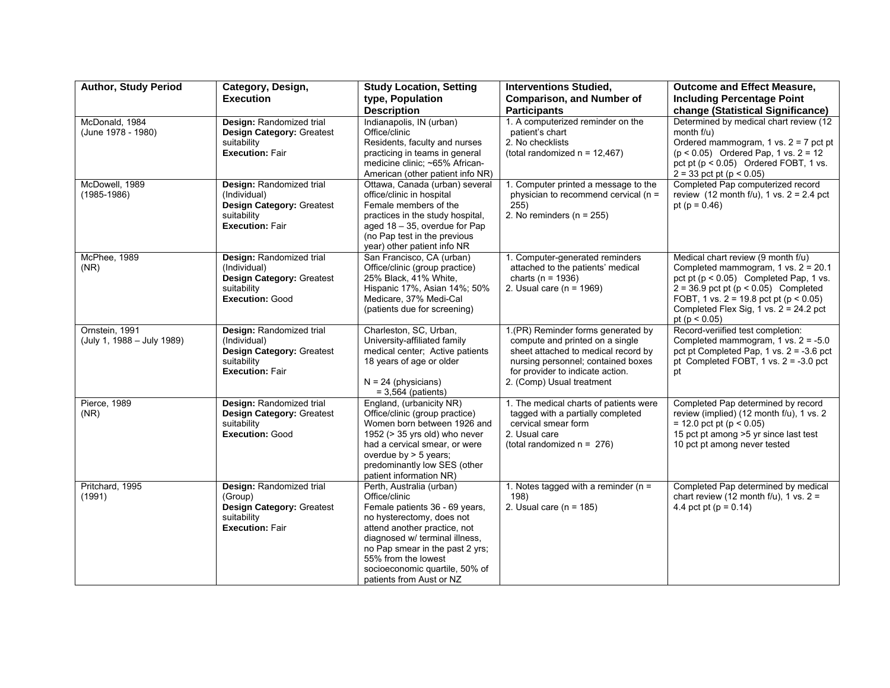| Author, Study Period | Category, Design, Execution | Study Location, Setting type, Population Description | Interventions Studied, Comparison, and Number of Participants | Outcome and Effect Measure, Including Percentage Point change (Statistical Significance) |
|---|---|---|---|---|
| McDonald, 1984 (June 1978 - 1980) | **Design:** Randomized trial **Design Category:** Greatest suitability **Execution:** Fair | Indianapolis, IN (urban) Office/clinic Residents, faculty and nurses practicing in teams in general medicine clinic; ~65% African-American (other patient info NR) | 1. A computerized reminder on the patient's chart 2. No checklists (total randomized n = 12,467) | Determined by medical chart review (12 month f/u) Ordered mammogram, 1 vs. 2 = 7 pct pt ($p < 0.05$) Ordered Pap, 1 vs. 2 = 12 pct pt ($p < 0.05$) Ordered FOBT, 1 vs. 2 = 33 pct pt ($p < 0.05$) |
| McDowell, 1989 (1985-1986) | **Design:** Randomized trial (Individual) **Design Category:** Greatest suitability **Execution:** Fair | Ottawa, Canada (urban) several office/clinic in hospital Female members of the practices in the study hospital, aged 18 – 35, overdue for Pap (no Pap test in the previous year) other patient info NR | 1. Computer printed a message to the physician to recommend cervical (n = 255) 2. No reminders (n = 255) | Completed Pap computerized record review (12 month f/u), 1 vs. 2 = 2.4 pct pt ($p = 0.46$) |
| McPhee, 1989 (NR) | **Design:** Randomized trial (Individual) **Design Category:** Greatest suitability **Execution:** Good | San Francisco, CA (urban) Office/clinic (group practice) 25% Black, 41% White, Hispanic 17%, Asian 14%; 50% Medicare, 37% Medi-Cal (patients due for screening) | 1. Computer-generated reminders attached to the patients' medical charts (n = 1936) 2. Usual care (n = 1969) | Medical chart review (9 month f/u) Completed mammogram, 1 vs. 2 = 20.1 pct pt ($p < 0.05$) Completed Pap, 1 vs. 2 = 36.9 pct pt ($p < 0.05$) Completed FOBT, 1 vs. 2 = 19.8 pct pt ($p < 0.05$) Completed Flex Sig, 1 vs. 2 = 24.2 pct pt ($p < 0.05$) |
| Ornstein, 1991 (July 1, 1988 – July 1989) | **Design:** Randomized trial (Individual) **Design Category:** Greatest suitability **Execution:** Fair | Charleston, SC, Urban, University-affiliated family medical center; Active patients 18 years of age or older N = 24 (physicians) = 3,564 (patients) | 1.(PR) Reminder forms generated by compute and printed on a single sheet attached to medical record by nursing personnel; contained boxes for provider to indicate action. 2. (Comp) Usual treatment | Record-veriified test completion: Completed mammogram, 1 vs. 2 = -5.0 pct pt Completed Pap, 1 vs. 2 = -3.6 pct pt Completed FOBT, 1 vs. 2 = -3.0 pct pt |
| Pierce, 1989 (NR) | **Design:** Randomized trial **Design Category:** Greatest suitability **Execution:** Good | England, (urbanicity NR) Office/clinic (group practice) Women born between 1926 and 1952 (> 35 yrs old) who never had a cervical smear, or were overdue by > 5 years; predominantly low SES (other patient information NR) | 1. The medical charts of patients were tagged with a partially completed cervical smear form 2. Usual care (total randomized n = 276) | Completed Pap determined by record review (implied) (12 month f/u), 1 vs. 2 = 12.0 pct pt ($p < 0.05$) 15 pct pt among >5 yr since last test 10 pct pt among never tested |
| Pritchard, 1995 (1991) | **Design:** Randomized trial (Group) **Design Category:** Greatest suitability **Execution:** Fair | Perth, Australia (urban) Office/clinic Female patients 36 - 69 years, no hysterectomy, does not attend another practice, not diagnosed w/ terminal illness, no Pap smear in the past 2 yrs; 55% from the lowest socioeconomic quartile, 50% of patients from Aust or NZ | 1. Notes tagged with a reminder (n = 198) 2. Usual care (n = 185) | Completed Pap determined by medical chart review (12 month f/u), 1 vs. 2 = 4.4 pct pt ($p = 0.14$) |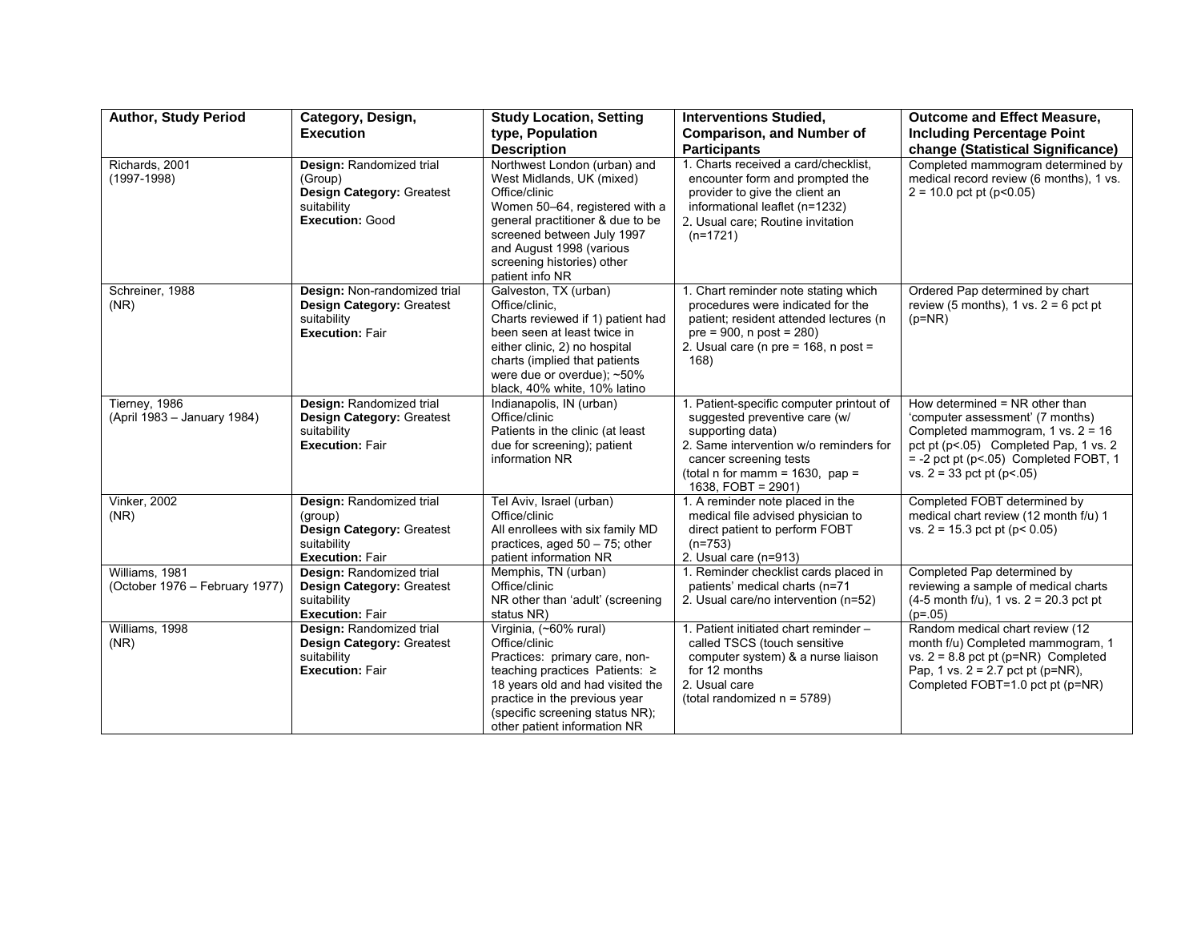| Author, Study Period | Category, Design, Execution | Study Location, Setting type, Population Description | Interventions Studied, Comparison, and Number of Participants | Outcome and Effect Measure, Including Percentage Point change (Statistical Significance) |
|---|---|---|---|---|
| Richards, 2001 (1997-1998) | **Design:** Randomized trial (Group) **Design Category:** Greatest suitability **Execution:** Good | Northwest London (urban) and West Midlands, UK (mixed) Office/clinic Women 50–64, registered with a general practitioner & due to be screened between July 1997 and August 1998 (various screening histories) other patient info NR | 1. Charts received a card/checklist, encounter form and prompted the provider to give the client an informational leaflet (n=1232) 2. Usual care; Routine invitation (n=1721) | Completed mammogram determined by medical record review (6 months), 1 vs. 2 = 10.0 pct pt ($p<0.05$) |
| Schreiner, 1988 (NR) | **Design:** Non-randomized trial **Design Category:** Greatest suitability **Execution:** Fair | Galveston, TX (urban) Office/clinic, Charts reviewed if 1) patient had been seen at least twice in either clinic, 2) no hospital charts (implied that patients were due or overdue); ~50% black, 40% white, 10% latino | 1. Chart reminder note stating which procedures were indicated for the patient; resident attended lectures (n pre = 900, n post = 280) 2. Usual care (n pre = 168, n post = 168) | Ordered Pap determined by chart review (5 months), 1 vs. 2 = 6 pct pt (p=NR) |
| Tierney, 1986 (April 1983 – January 1984) | **Design:** Randomized trial **Design Category:** Greatest suitability **Execution:** Fair | Indianapolis, IN (urban) Office/clinic Patients in the clinic (at least due for screening); patient information NR | 1. Patient-specific computer printout of suggested preventive care (w/ supporting data) 2. Same intervention w/o reminders for cancer screening tests (total n for mamm = 1630, pap = 1638, FOBT = 2901) | How determined = NR other than 'computer assessment' (7 months) Completed mammogram, 1 vs. 2 = 16 pct pt ($p<.05$) Completed Pap, 1 vs. 2 = -2 pct pt ($p<.05$) Completed FOBT, 1 vs. 2 = 33 pct pt ($p<.05$) |
| Vinker, 2002 (NR) | **Design:** Randomized trial (group) **Design Category:** Greatest suitability **Execution:** Fair | Tel Aviv, Israel (urban) Office/clinic All enrollees with six family MD practices, aged 50 – 75; other patient information NR | 1. A reminder note placed in the medical file advised physician to direct patient to perform FOBT (n=753) 2. Usual care (n=913) | Completed FOBT determined by medical chart review (12 month f/u) 1 vs. 2 = 15.3 pct pt ($p<0.05$) |
| Williams, 1981 (October 1976 – February 1977) | **Design:** Randomized trial **Design Category:** Greatest suitability **Execution:** Fair | Memphis, TN (urban) Office/clinic NR other than 'adult' (screening status NR) | 1. Reminder checklist cards placed in patients' medical charts (n=71 2. Usual care/no intervention (n=52) | Completed Pap determined by reviewing a sample of medical charts (4-5 month f/u), 1 vs. 2 = 20.3 pct pt ($p=.05$) |
| Williams, 1998 (NR) | **Design:** Randomized trial **Design Category:** Greatest suitability **Execution:** Fair | Virginia, (~60% rural) Office/clinic Practices: primary care, non-teaching practices Patients: ≥ 18 years old and had visited the practice in the previous year (specific screening status NR); other patient information NR | 1. Patient initiated chart reminder – called TSCS (touch sensitive computer system) & a nurse liaison for 12 months 2. Usual care (total randomized n = 5789) | Random medical chart review (12 month f/u) Completed mammogram, 1 vs. 2 = 8.8 pct pt (p=NR) Completed Pap, 1 vs. 2 = 2.7 pct pt (p=NR), Completed FOBT=1.0 pct pt (p=NR) |